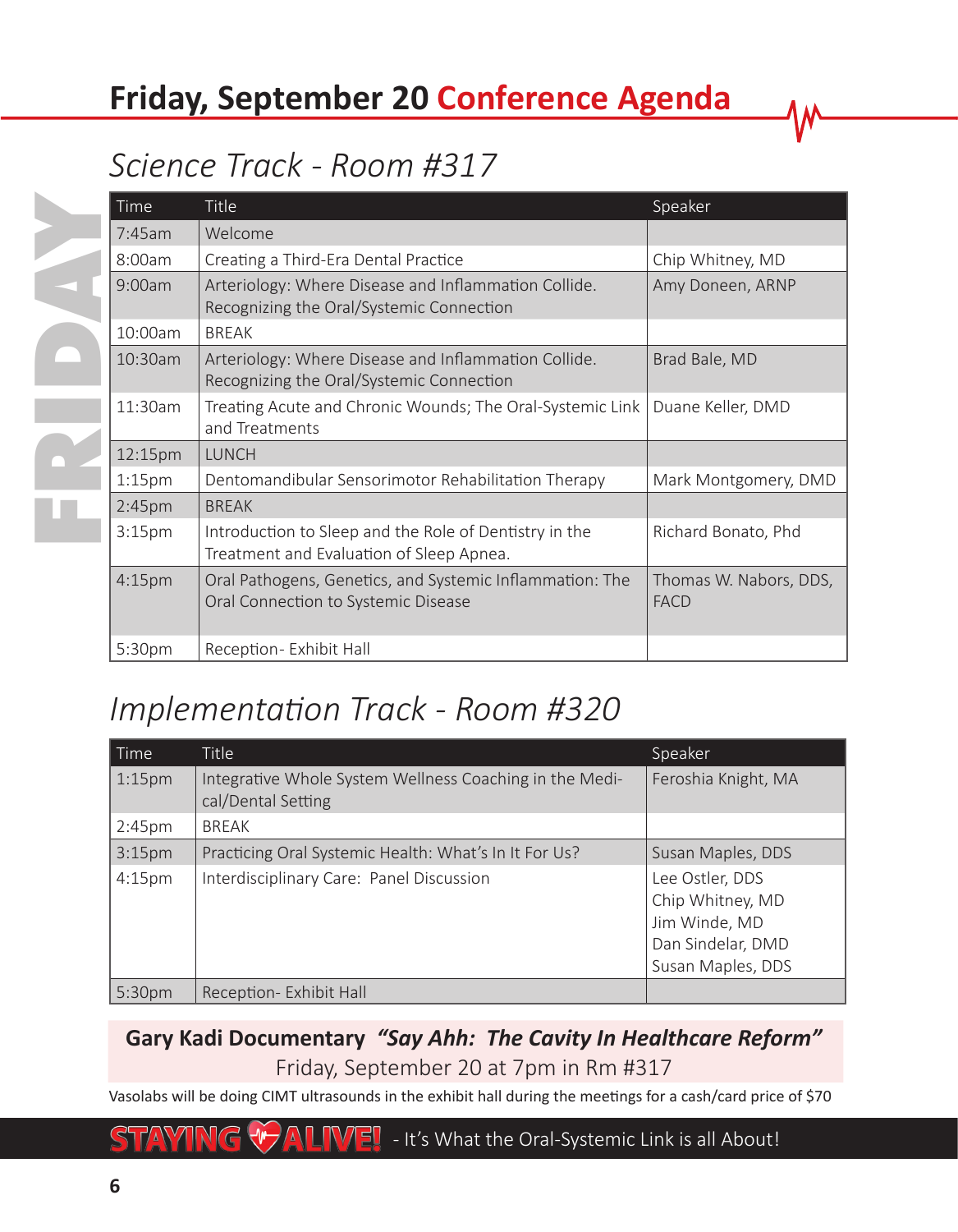# Friday, September 20 Conference Agenda

FRIDAY

## *Science Track - Room #317*

| Time | Title | Speaker |
|---|---|---|
| 7:45am | Welcome | |
| 8:00am | Creating a Third-Era Dental Practice | Chip Whitney, MD |
| 9:00am | Arteriology: Where Disease and Inflammation Collide. Recognizing the Oral/Systemic Connection | Amy Doneen, ARNP |
| 10:00am | BREAK | |
| 10:30am | Arteriology: Where Disease and Inflammation Collide. Recognizing the Oral/Systemic Connection | Brad Bale, MD |
| 11:30am | Treating Acute and Chronic Wounds; The Oral-Systemic Link and Treatments | Duane Keller, DMD |
| 12:15pm | LUNCH | |
| 1:15pm | Dentomandibular Sensorimotor Rehabilitation Therapy | Mark Montgomery, DMD |
| 2:45pm | BREAK | |
| 3:15pm | Introduction to Sleep and the Role of Dentistry in the Treatment and Evaluation of Sleep Apnea. | Richard Bonato, Phd |
| 4:15pm | Oral Pathogens, Genetics, and Systemic Inflammation: The Oral Connection to Systemic Disease | Thomas W. Nabors, DDS, FACD |
| 5:30pm | Reception- Exhibit Hall | |

## *Implementation Track - Room #320*

| Time | Title | Speaker |
|---|---|---|
| 1:15pm | Integrative Whole System Wellness Coaching in the Medical/Dental Setting | Feroshia Knight, MA |
| 2:45pm | BREAK | |
| 3:15pm | Practicing Oral Systemic Health: What's In It For Us? | Susan Maples, DDS |
| 4:15pm | Interdisciplinary Care: Panel Discussion | Lee Ostler, DDS<br>Chip Whitney, MD<br>Jim Winde, MD<br>Dan Sindelar, DMD<br>Susan Maples, DDS |
| 5:30pm | Reception- Exhibit Hall | |

**Gary Kadi Documentary** ***"Say Ahh: The Cavity In Healthcare Reform"***

Friday, September 20 at 7pm in Rm #317

Vasolabs will be doing CIMT ultrasounds in the exhibit hall during the meetings for a cash/card price of $70

**STAYING ALIVE!** - It's What the Oral-Systemic Link is all About!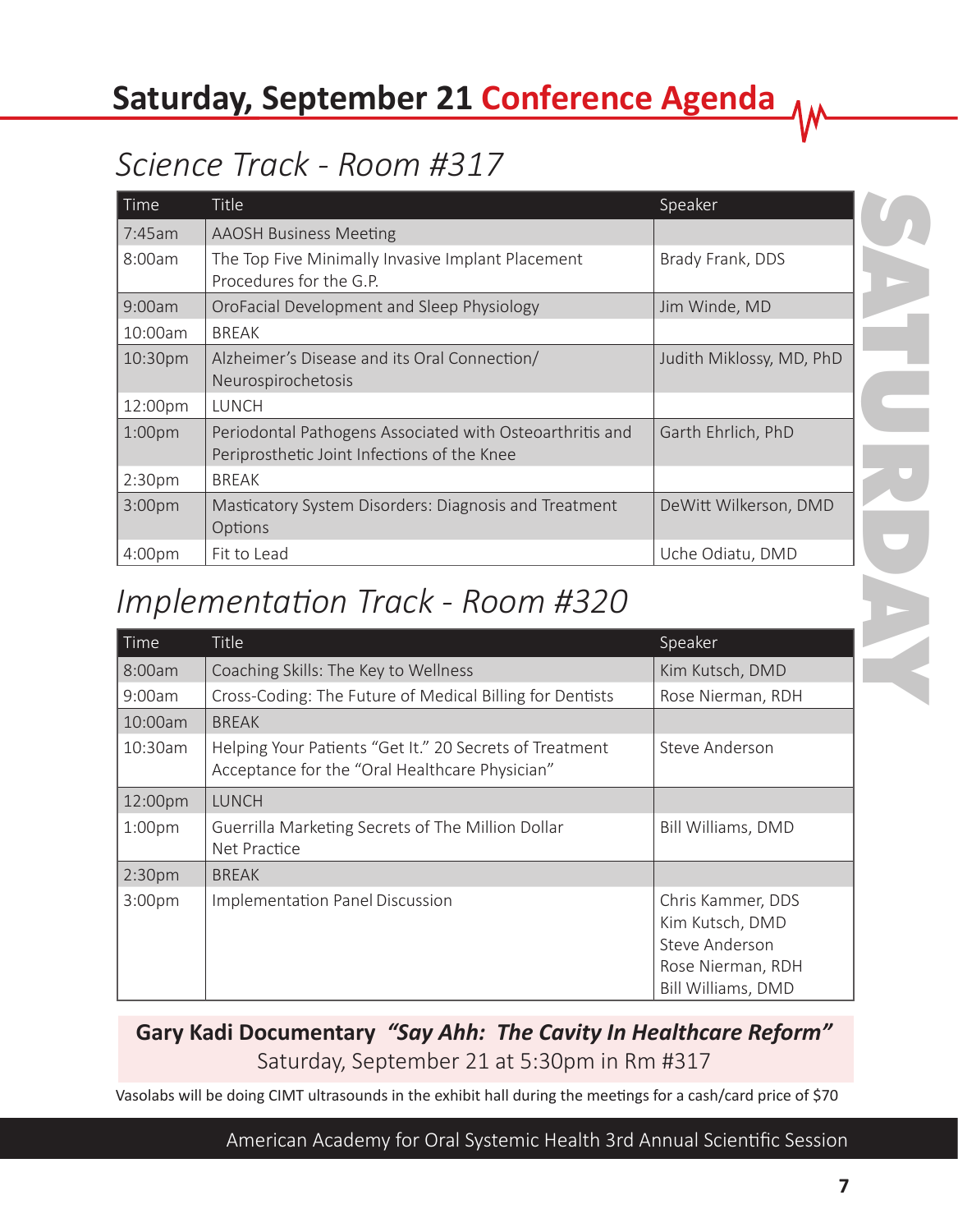# Saturday, September 21 Conference Agenda

## *Science Track - Room #317*

| Time | Title | Speaker |
|---|---|---|
| 7:45am | AAOSH Business Meeting | |
| 8:00am | The Top Five Minimally Invasive Implant Placement Procedures for the G.P. | Brady Frank, DDS |
| 9:00am | OroFacial Development and Sleep Physiology | Jim Winde, MD |
| 10:00am | BREAK | |
| 10:30pm | Alzheimer's Disease and its Oral Connection/ Neurospirochetosis | Judith Miklossy, MD, PhD |
| 12:00pm | LUNCH | |
| 1:00pm | Periodontal Pathogens Associated with Osteoarthritis and Periprosthetic Joint Infections of the Knee | Garth Ehrlich, PhD |
| 2:30pm | BREAK | |
| 3:00pm | Masticatory System Disorders: Diagnosis and Treatment Options | DeWitt Wilkerson, DMD |
| 4:00pm | Fit to Lead | Uche Odiatu, DMD |

## *Implementation Track - Room #320*

| Time | Title | Speaker |
|---|---|---|
| 8:00am | Coaching Skills: The Key to Wellness | Kim Kutsch, DMD |
| 9:00am | Cross-Coding: The Future of Medical Billing for Dentists | Rose Nierman, RDH |
| 10:00am | BREAK | |
| 10:30am | Helping Your Patients "Get It." 20 Secrets of Treatment Acceptance for the "Oral Healthcare Physician" | Steve Anderson |
| 12:00pm | LUNCH | |
| 1:00pm | Guerrilla Marketing Secrets of The Million Dollar Net Practice | Bill Williams, DMD |
| 2:30pm | BREAK | |
| 3:00pm | Implementation Panel Discussion | Chris Kammer, DDS<br>Kim Kutsch, DMD<br>Steve Anderson<br>Rose Nierman, RDH<br>Bill Williams, DMD |

**Gary Kadi Documentary** ***"Say Ahh: The Cavity In Healthcare Reform"***
Saturday, September 21 at 5:30pm in Rm #317

Vasolabs will be doing CIMT ultrasounds in the exhibit hall during the meetings for a cash/card price of $70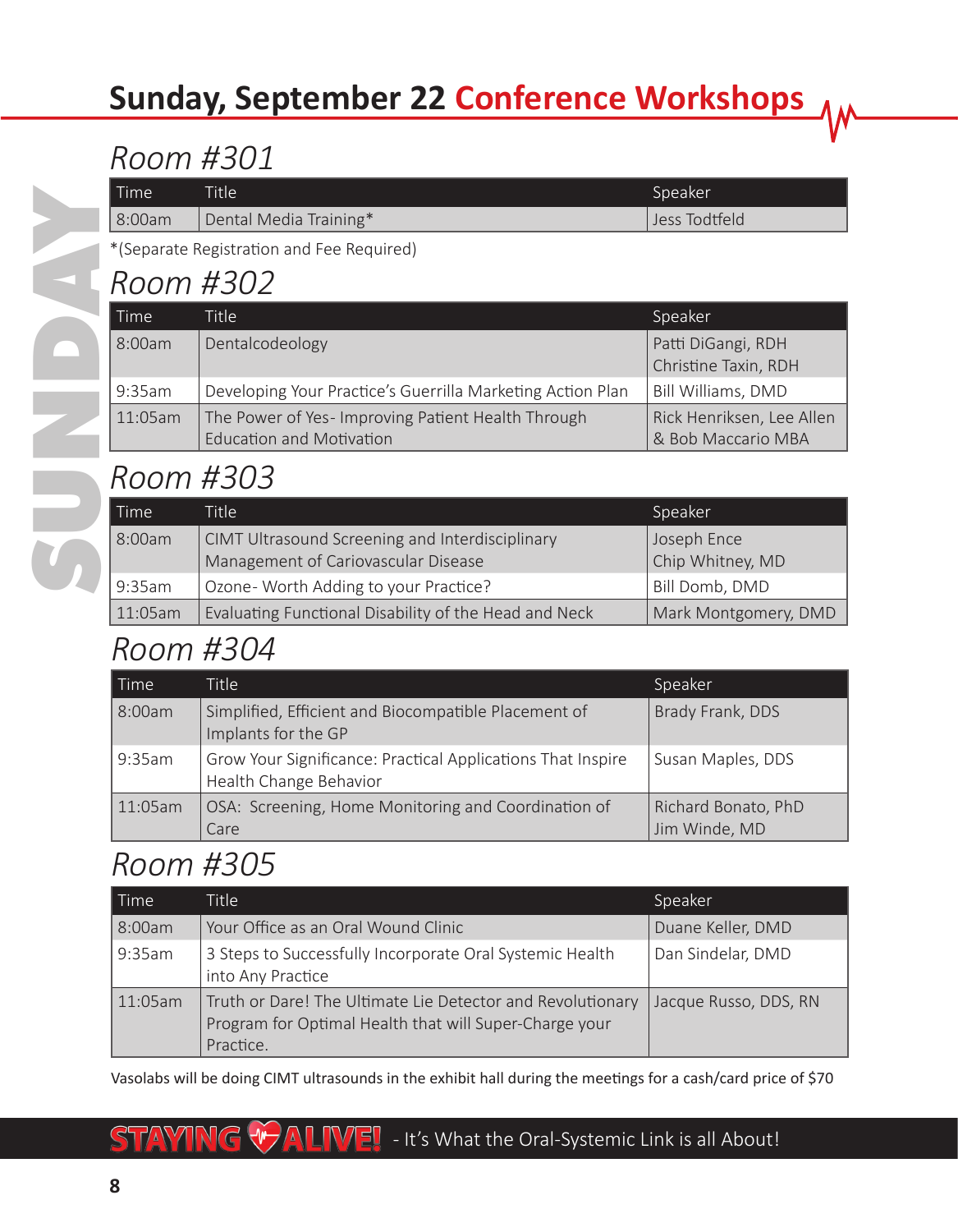# Sunday, September 22 Conference Workshops

SUNDAY

## Room #301

| Time | Title | Speaker |
|---|---|---|
| 8:00am | Dental Media Training* | Jess Todtfeld |

*(Separate Registration and Fee Required)

## Room #302

| Time | Title | Speaker |
|---|---|---|
| 8:00am | Dentalcodeology | Patti DiGangi, RDH<br>Christine Taxin, RDH |
| 9:35am | Developing Your Practice's Guerrilla Marketing Action Plan | Bill Williams, DMD |
| 11:05am | The Power of Yes- Improving Patient Health Through Education and Motivation | Rick Henriksen, Lee Allen & Bob Maccario MBA |

## Room #303

| Time | Title | Speaker |
|---|---|---|
| 8:00am | CIMT Ultrasound Screening and Interdisciplinary Management of Cariovascular Disease | Joseph Ence<br>Chip Whitney, MD |
| 9:35am | Ozone- Worth Adding to your Practice? | Bill Domb, DMD |
| 11:05am | Evaluating Functional Disability of the Head and Neck | Mark Montgomery, DMD |

## Room #304

| Time | Title | Speaker |
|---|---|---|
| 8:00am | Simplified, Efficient and Biocompatible Placement of Implants for the GP | Brady Frank, DDS |
| 9:35am | Grow Your Significance: Practical Applications That Inspire Health Change Behavior | Susan Maples, DDS |
| 11:05am | OSA: Screening, Home Monitoring and Coordination of Care | Richard Bonato, PhD<br>Jim Winde, MD |

## Room #305

| Time | Title | Speaker |
|---|---|---|
| 8:00am | Your Office as an Oral Wound Clinic | Duane Keller, DMD |
| 9:35am | 3 Steps to Successfully Incorporate Oral Systemic Health into Any Practice | Dan Sindelar, DMD |
| 11:05am | Truth or Dare! The Ultimate Lie Detector and Revolutionary Program for Optimal Health that will Super-Charge your Practice. | Jacque Russo, DDS, RN |

Vasolabs will be doing CIMT ultrasounds in the exhibit hall during the meetings for a cash/card price of $70

STAYING ALIVE! - It's What the Oral-Systemic Link is all About!